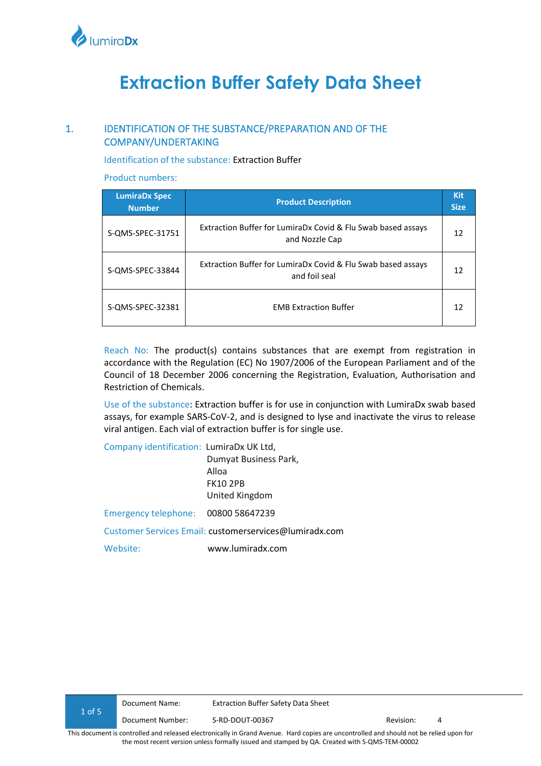# Extraction Buffer Safety Data Sheet

## 1. IDENTIFICATION OF THE SUBSTANCE/PREPARATION AND OF THE COMPANY/UNDERTAKING

Identification of the substance: Extraction Buffer

Product numbers:

| LumiraDx Spec Number | Product Description | Kit Size |
|---|---|---|
| S-QMS-SPEC-31751 | Extraction Buffer for LumiraDx Covid & Flu Swab based assays and Nozzle Cap | 12 |
| S-QMS-SPEC-33844 | Extraction Buffer for LumiraDx Covid & Flu Swab based assays and foil seal | 12 |
| S-QMS-SPEC-32381 | EMB Extraction Buffer | 12 |

Reach No: The product(s) contains substances that are exempt from registration in accordance with the Regulation (EC) No 1907/2006 of the European Parliament and of the Council of 18 December 2006 concerning the Registration, Evaluation, Authorisation and Restriction of Chemicals.

Use of the substance: Extraction buffer is for use in conjunction with LumiraDx swab based assays, for example SARS-CoV-2, and is designed to lyse and inactivate the virus to release viral antigen. Each vial of extraction buffer is for single use.

Company identification: LumiraDx UK Ltd,
Dumyat Business Park,
Alloa
FK10 2PB
United Kingdom

Emergency telephone: 00800 58647239

Customer Services Email: customerservices@lumiradx.com

Website: www.lumiradx.com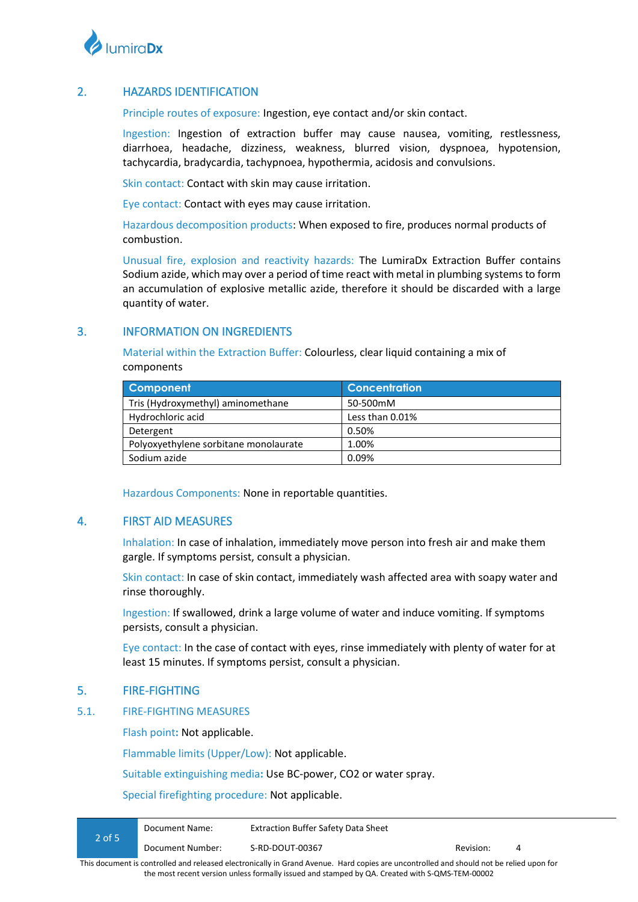## 2. HAZARDS IDENTIFICATION

Principle routes of exposure: Ingestion, eye contact and/or skin contact.

Ingestion: Ingestion of extraction buffer may cause nausea, vomiting, restlessness, diarrhoea, headache, dizziness, weakness, blurred vision, dyspnoea, hypotension, tachycardia, bradycardia, tachypnoea, hypothermia, acidosis and convulsions.

Skin contact: Contact with skin may cause irritation.

Eye contact: Contact with eyes may cause irritation.

Hazardous decomposition products: When exposed to fire, produces normal products of combustion.

Unusual fire, explosion and reactivity hazards: The LumiraDx Extraction Buffer contains Sodium azide, which may over a period of time react with metal in plumbing systems to form an accumulation of explosive metallic azide, therefore it should be discarded with a large quantity of water.

## 3. INFORMATION ON INGREDIENTS

Material within the Extraction Buffer: Colourless, clear liquid containing a mix of components

| Component | Concentration |
|---|---|
| Tris (Hydroxymethyl) aminomethane | 50-500mM |
| Hydrochloric acid | Less than 0.01% |
| Detergent | 0.50% |
| Polyoxyethylene sorbitane monolaurate | 1.00% |
| Sodium azide | 0.09% |

Hazardous Components: None in reportable quantities.

## 4. FIRST AID MEASURES

Inhalation: In case of inhalation, immediately move person into fresh air and make them gargle. If symptoms persist, consult a physician.

Skin contact: In case of skin contact, immediately wash affected area with soapy water and rinse thoroughly.

Ingestion: If swallowed, drink a large volume of water and induce vomiting. If symptoms persists, consult a physician.

Eye contact: In the case of contact with eyes, rinse immediately with plenty of water for at least 15 minutes. If symptoms persist, consult a physician.

## 5. FIRE-FIGHTING

### 5.1. FIRE-FIGHTING MEASURES

Flash point**:** Not applicable.

Flammable limits (Upper/Low): Not applicable.

Suitable extinguishing media**:** Use BC-power, $CO_2$ or water spray.

Special firefighting procedure: Not applicable.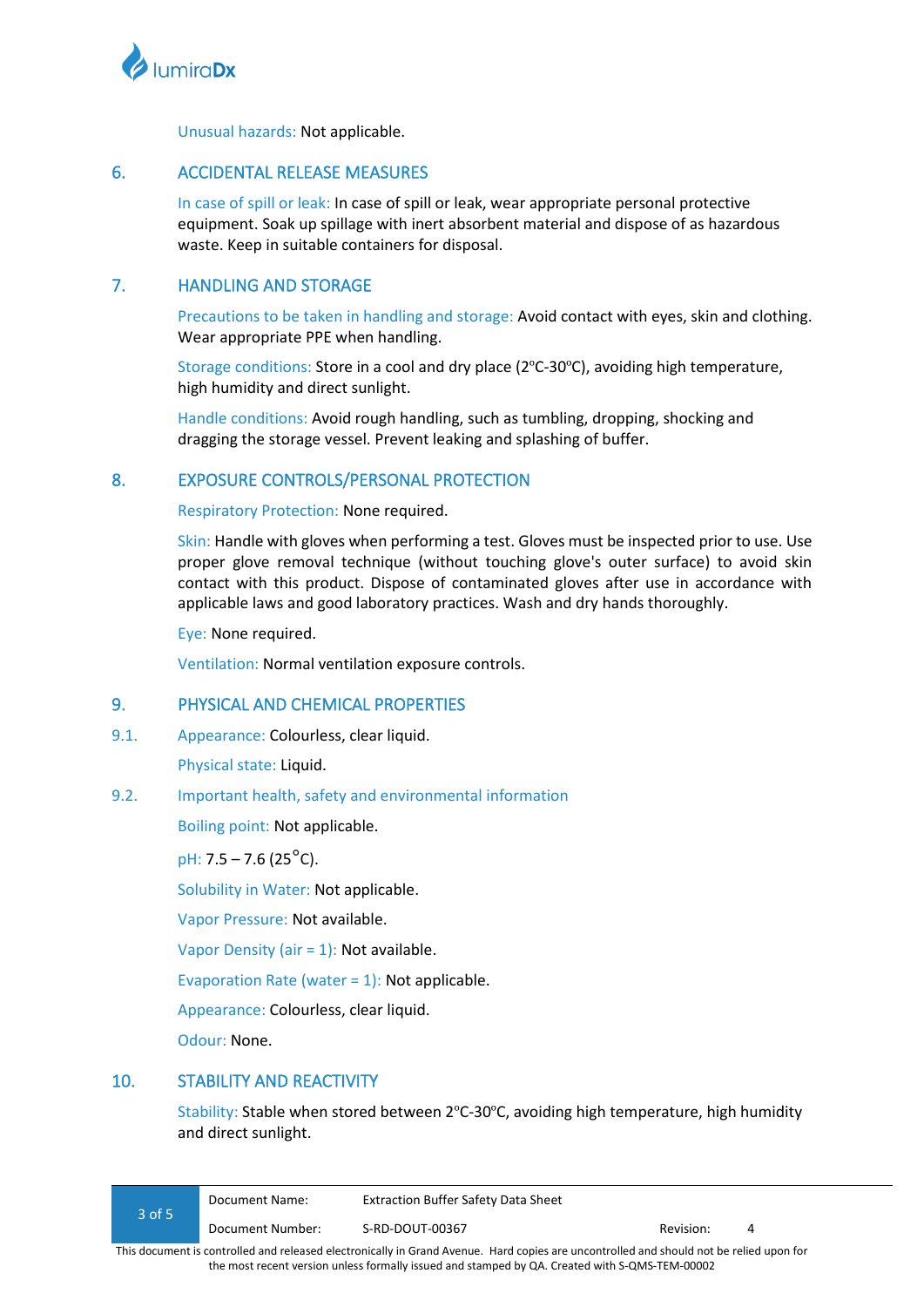Unusual hazards: Not applicable.

## 6. ACCIDENTAL RELEASE MEASURES

In case of spill or leak: In case of spill or leak, wear appropriate personal protective equipment. Soak up spillage with inert absorbent material and dispose of as hazardous waste. Keep in suitable containers for disposal.

## 7. HANDLING AND STORAGE

Precautions to be taken in handling and storage: Avoid contact with eyes, skin and clothing. Wear appropriate PPE when handling.

Storage conditions: Store in a cool and dry place (2ºC-30ºC), avoiding high temperature, high humidity and direct sunlight.

Handle conditions: Avoid rough handling, such as tumbling, dropping, shocking and dragging the storage vessel. Prevent leaking and splashing of buffer.

## 8. EXPOSURE CONTROLS/PERSONAL PROTECTION

Respiratory Protection: None required.

Skin: Handle with gloves when performing a test. Gloves must be inspected prior to use. Use proper glove removal technique (without touching glove's outer surface) to avoid skin contact with this product. Dispose of contaminated gloves after use in accordance with applicable laws and good laboratory practices. Wash and dry hands thoroughly.

Eye: None required.

Ventilation: Normal ventilation exposure controls.

## 9. PHYSICAL AND CHEMICAL PROPERTIES

### 9.1. Appearance: Colourless, clear liquid.

Physical state: Liquid.

### 9.2. Important health, safety and environmental information

Boiling point: Not applicable.

pH: 7.5 – 7.6 (25°C).

Solubility in Water: Not applicable.

Vapor Pressure: Not available.

Vapor Density (air = 1): Not available.

Evaporation Rate (water = 1): Not applicable.

Appearance: Colourless, clear liquid.

Odour: None.

## 10. STABILITY AND REACTIVITY

Stability: Stable when stored between 2ºC-30ºC, avoiding high temperature, high humidity and direct sunlight.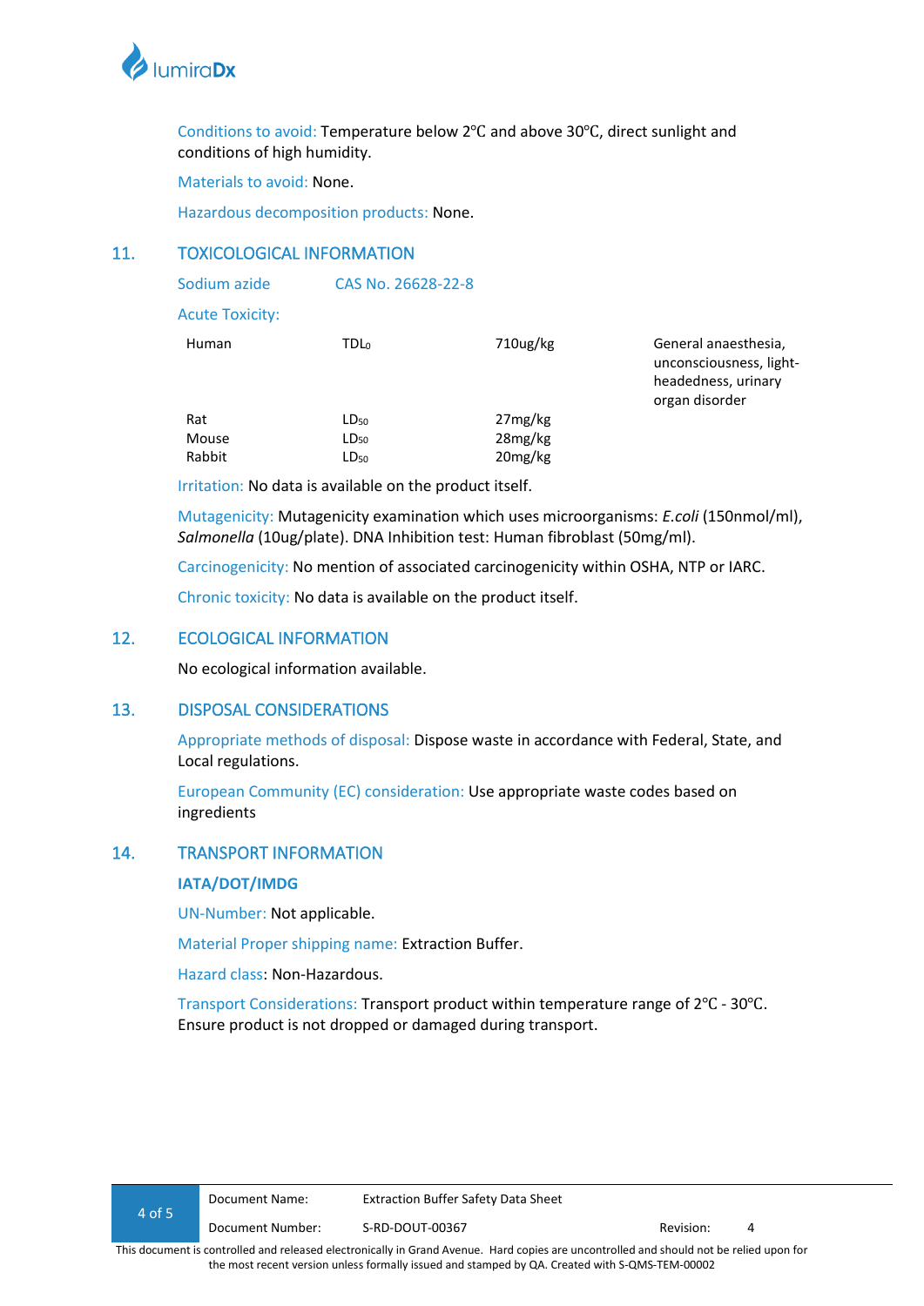Conditions to avoid: Temperature below 2°C and above 30°C, direct sunlight and conditions of high humidity.

Materials to avoid: None.

Hazardous decomposition products: None.

## 11. TOXICOLOGICAL INFORMATION

Sodium azide CAS No. 26628-22-8

Acute Toxicity:

| | | | |
|---|---|---|---|
| Human | $TDL_0$ | 710ug/kg | General anaesthesia, unconsciousness, light-headedness, urinary organ disorder |
| Rat | $LD_{50}$ | 27mg/kg | |
| Mouse | $LD_{50}$ | 28mg/kg | |
| Rabbit | $LD_{50}$ | 20mg/kg | |

Irritation: No data is available on the product itself.

Mutagenicity: Mutagenicity examination which uses microorganisms: *E.coli* (150nmol/ml), *Salmonella* (10ug/plate). DNA Inhibition test: Human fibroblast (50mg/ml).

Carcinogenicity: No mention of associated carcinogenicity within OSHA, NTP or IARC.

Chronic toxicity: No data is available on the product itself.

## 12. ECOLOGICAL INFORMATION

No ecological information available.

## 13. DISPOSAL CONSIDERATIONS

Appropriate methods of disposal: Dispose waste in accordance with Federal, State, and Local regulations.

European Community (EC) consideration: Use appropriate waste codes based on ingredients

## 14. TRANSPORT INFORMATION

**IATA/DOT/IMDG**

UN-Number: Not applicable.

Material Proper shipping name: Extraction Buffer.

Hazard class: Non-Hazardous.

Transport Considerations: Transport product within temperature range of 2°C - 30°C. Ensure product is not dropped or damaged during transport.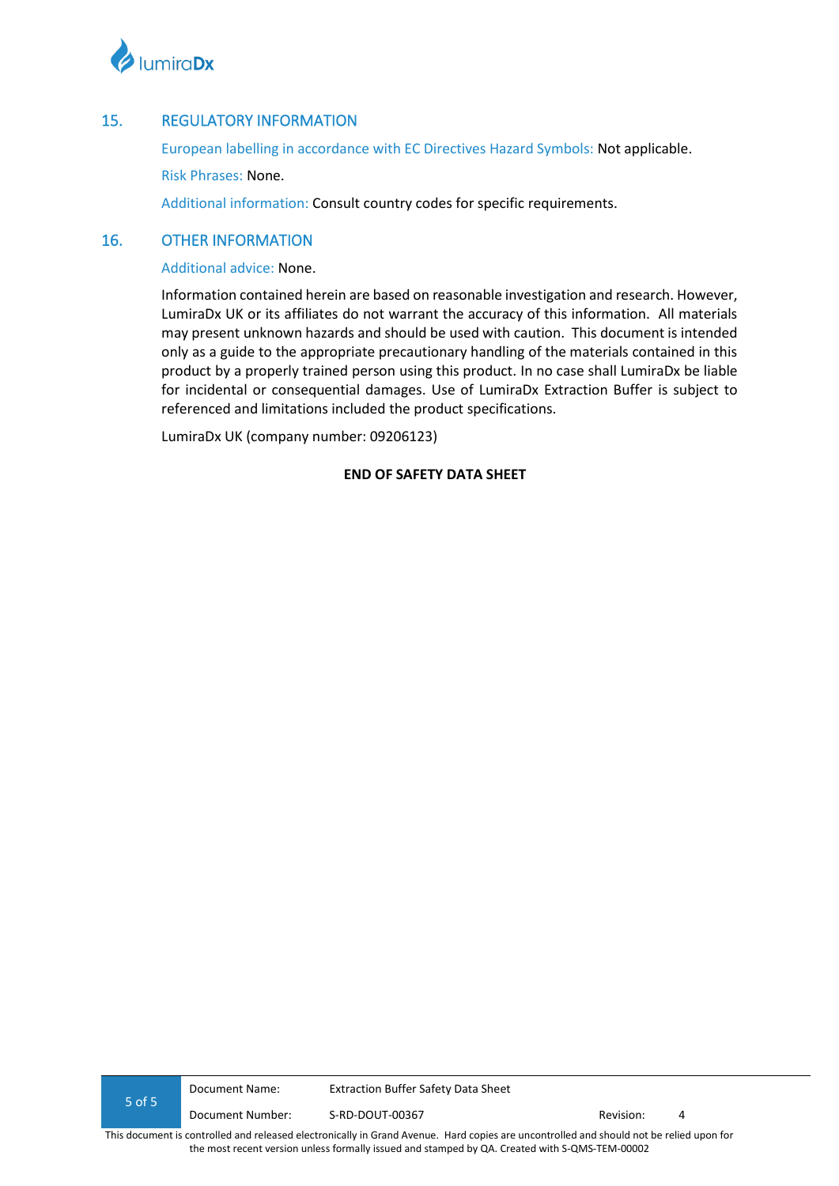## 15. REGULATORY INFORMATION

European labelling in accordance with EC Directives Hazard Symbols: Not applicable.

Risk Phrases: None.

Additional information: Consult country codes for specific requirements.

## 16. OTHER INFORMATION

Additional advice: None.

Information contained herein are based on reasonable investigation and research. However, LumiraDx UK or its affiliates do not warrant the accuracy of this information. All materials may present unknown hazards and should be used with caution. This document is intended only as a guide to the appropriate precautionary handling of the materials contained in this product by a properly trained person using this product. In no case shall LumiraDx be liable for incidental or consequential damages. Use of LumiraDx Extraction Buffer is subject to referenced and limitations included the product specifications.

LumiraDx UK (company number: 09206123)

**END OF SAFETY DATA SHEET**